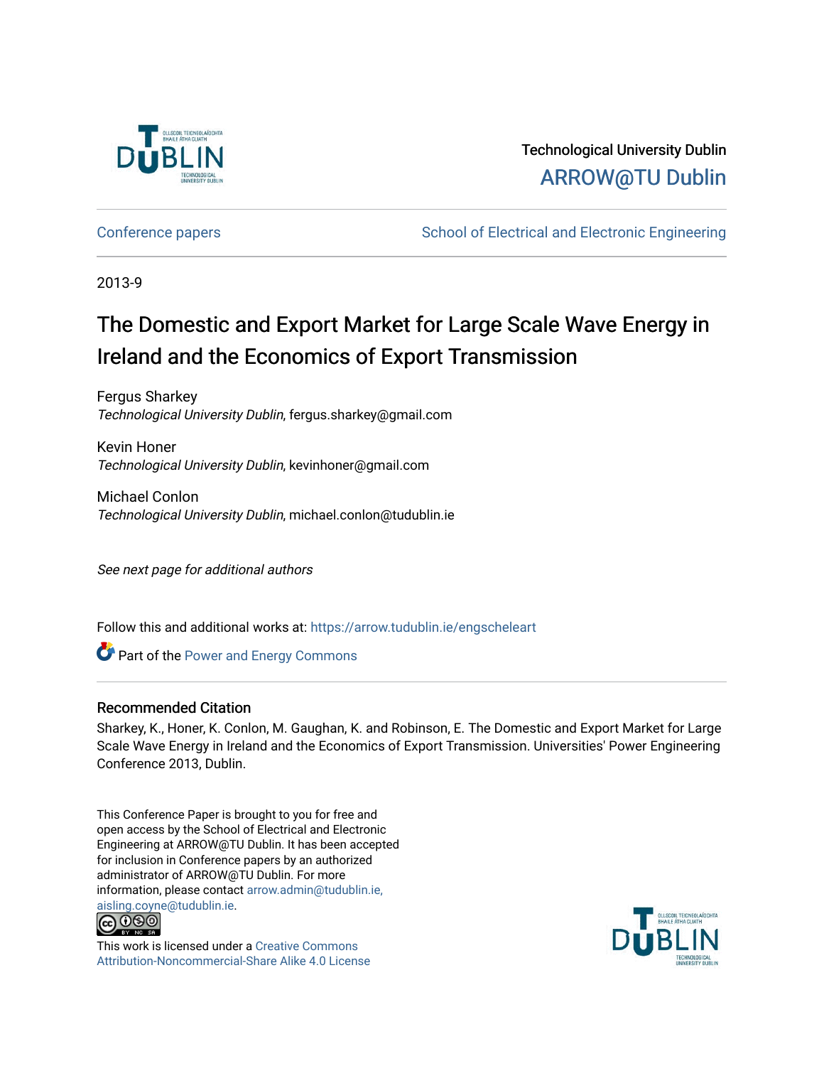Technological University Dublin

ARROW@TU Dublin

Conference papers | School of Electrical and Electronic Engineering

2013-9

# The Domestic and Export Market for Large Scale Wave Energy in Ireland and the Economics of Export Transmission

Fergus Sharkey
*Technological University Dublin*, fergus.sharkey@gmail.com

Kevin Honer
*Technological University Dublin*, kevinhoner@gmail.com

Michael Conlon
*Technological University Dublin*, michael.conlon@tudublin.ie

*See next page for additional authors*

Follow this and additional works at: https://arrow.tudublin.ie/engscheleart

Part of the Power and Energy Commons

## Recommended Citation

Sharkey, K., Honer, K. Conlon, M. Gaughan, K. and Robinson, E. The Domestic and Export Market for Large Scale Wave Energy in Ireland and the Economics of Export Transmission. Universities' Power Engineering Conference 2013, Dublin.

This Conference Paper is brought to you for free and open access by the School of Electrical and Electronic Engineering at ARROW@TU Dublin. It has been accepted for inclusion in Conference papers by an authorized administrator of ARROW@TU Dublin. For more information, please contact arrow.admin@tudublin.ie, aisling.coyne@tudublin.ie.

This work is licensed under a Creative Commons Attribution-Noncommercial-Share Alike 4.0 License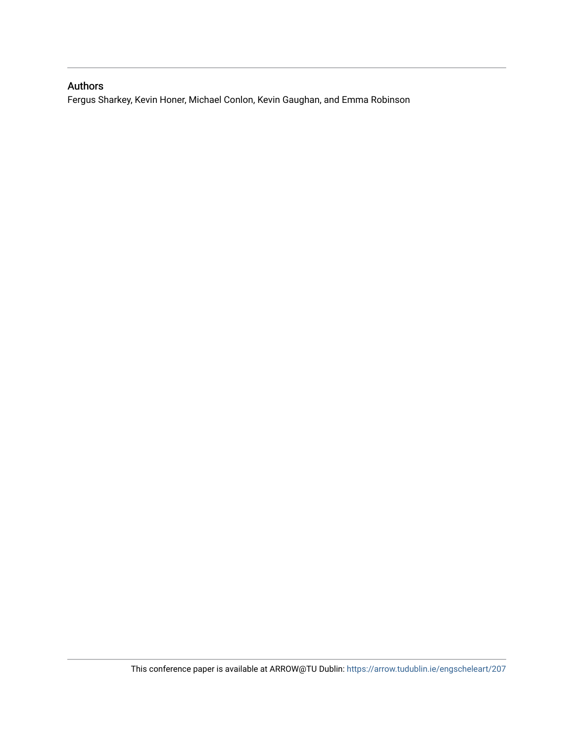## Authors

Fergus Sharkey, Kevin Honer, Michael Conlon, Kevin Gaughan, and Emma Robinson

This conference paper is available at ARROW@TU Dublin: https://arrow.tudublin.ie/engscheleart/207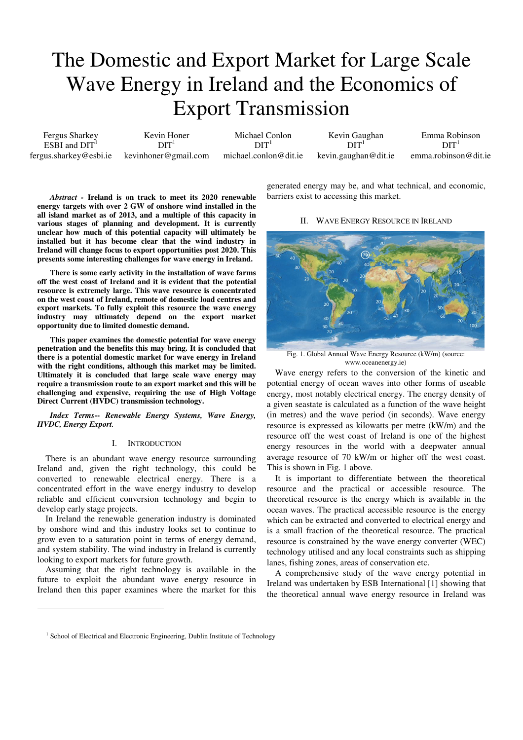# The Domestic and Export Market for Large Scale Wave Energy in Ireland and the Economics of Export Transmission

Fergus Sharkey, ESBI and DIT[1], fergus.sharkey@esbi.ie

Kevin Honer, DIT[1], kevinhoner@gmail.com

Michael Conlon, DIT[1], michael.conlon@dit.ie

Kevin Gaughan, DIT[1], kevin.gaughan@dit.ie

Emma Robinson, DIT[1], emma.robinson@dit.ie

***Abstract* - Ireland is on track to meet its 2020 renewable energy targets with over 2 GW of onshore wind installed in the all island market as of 2013, and a multiple of this capacity in various stages of planning and development. It is currently unclear how much of this potential capacity will ultimately be installed but it has become clear that the wind industry in Ireland will change focus to export opportunities post 2020. This presents some interesting challenges for wave energy in Ireland.**

**There is some early activity in the installation of wave farms off the west coast of Ireland and it is evident that the potential resource is extremely large. This wave resource is concentrated on the west coast of Ireland, remote of domestic load centres and export markets. To fully exploit this resource the wave energy industry may ultimately depend on the export market opportunity due to limited domestic demand.**

**This paper examines the domestic potential for wave energy penetration and the benefits this may bring. It is concluded that there is a potential domestic market for wave energy in Ireland with the right conditions, although this market may be limited. Ultimately it is concluded that large scale wave energy may require a transmission route to an export market and this will be challenging and expensive, requiring the use of High Voltage Direct Current (HVDC) transmission technology.**

***Index Terms-- Renewable Energy Systems, Wave Energy, HVDC, Energy Export.***

## I. Introduction

There is an abundant wave energy resource surrounding Ireland and, given the right technology, this could be converted to renewable electrical energy. There is a concentrated effort in the wave energy industry to develop reliable and efficient conversion technology and begin to develop early stage projects.

In Ireland the renewable generation industry is dominated by onshore wind and this industry looks set to continue to grow even to a saturation point in terms of energy demand, and system stability. The wind industry in Ireland is currently looking to export markets for future growth.

Assuming that the right technology is available in the future to exploit the abundant wave energy resource in Ireland then this paper examines where the market for this generated energy may be, and what technical, and economic, barriers exist to accessing this market.

## II. Wave Energy Resource in Ireland

Fig. 1. Global Annual Wave Energy Resource (kW/m) (source: www.oceanenergy.ie)

Wave energy refers to the conversion of the kinetic and potential energy of ocean waves into other forms of useable energy, most notably electrical energy. The energy density of a given seastate is calculated as a function of the wave height (in metres) and the wave period (in seconds). Wave energy resource is expressed as kilowatts per metre (kW/m) and the resource off the west coast of Ireland is one of the highest energy resources in the world with a deepwater annual average resource of 70 kW/m or higher off the west coast. This is shown in Fig. 1 above.

It is important to differentiate between the theoretical resource and the practical or accessible resource. The theoretical resource is the energy which is available in the ocean waves. The practical accessible resource is the energy which can be extracted and converted to electrical energy and is a small fraction of the theoretical resource. The practical resource is constrained by the wave energy converter (WEC) technology utilised and any local constraints such as shipping lanes, fishing zones, areas of conservation etc.

A comprehensive study of the wave energy potential in Ireland was undertaken by ESB International [1] showing that the theoretical annual wave energy resource in Ireland was

[1] School of Electrical and Electronic Engineering, Dublin Institute of Technology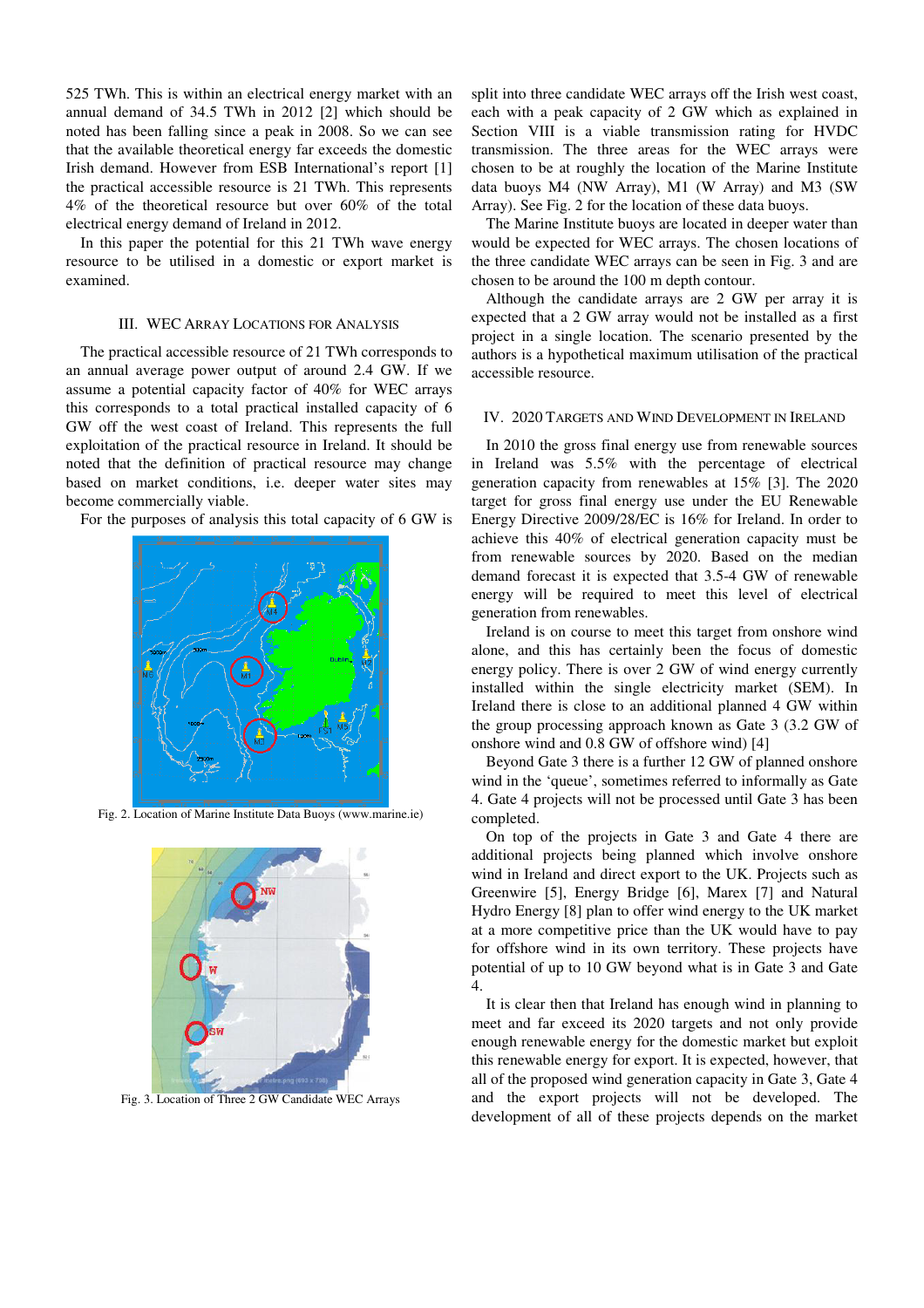525 TWh. This is within an electrical energy market with an annual demand of 34.5 TWh in 2012 [2] which should be noted has been falling since a peak in 2008. So we can see that the available theoretical energy far exceeds the domestic Irish demand. However from ESB International's report [1] the practical accessible resource is 21 TWh. This represents 4% of the theoretical resource but over 60% of the total electrical energy demand of Ireland in 2012.

In this paper the potential for this 21 TWh wave energy resource to be utilised in a domestic or export market is examined.

## III. WEC Array Locations for Analysis

The practical accessible resource of 21 TWh corresponds to an annual average power output of around 2.4 GW. If we assume a potential capacity factor of 40% for WEC arrays this corresponds to a total practical installed capacity of 6 GW off the west coast of Ireland. This represents the full exploitation of the practical resource in Ireland. It should be noted that the definition of practical resource may change based on market conditions, i.e. deeper water sites may become commercially viable.

For the purposes of analysis this total capacity of 6 GW is split into three candidate WEC arrays off the Irish west coast, each with a peak capacity of 2 GW which as explained in Section VIII is a viable transmission rating for HVDC transmission. The three areas for the WEC arrays were chosen to be at roughly the location of the Marine Institute data buoys M4 (NW Array), M1 (W Array) and M3 (SW Array). See Fig. 2 for the location of these data buoys.

Fig. 2. Location of Marine Institute Data Buoys (www.marine.ie)

Fig. 3. Location of Three 2 GW Candidate WEC Arrays

The Marine Institute buoys are located in deeper water than would be expected for WEC arrays. The chosen locations of the three candidate WEC arrays can be seen in Fig. 3 and are chosen to be around the 100 m depth contour.

Although the candidate arrays are 2 GW per array it is expected that a 2 GW array would not be installed as a first project in a single location. The scenario presented by the authors is a hypothetical maximum utilisation of the practical accessible resource.

## IV. 2020 Targets and Wind Development in Ireland

In 2010 the gross final energy use from renewable sources in Ireland was 5.5% with the percentage of electrical generation capacity from renewables at 15% [3]. The 2020 target for gross final energy use under the EU Renewable Energy Directive 2009/28/EC is 16% for Ireland. In order to achieve this 40% of electrical generation capacity must be from renewable sources by 2020. Based on the median demand forecast it is expected that 3.5-4 GW of renewable energy will be required to meet this level of electrical generation from renewables.

Ireland is on course to meet this target from onshore wind alone, and this has certainly been the focus of domestic energy policy. There is over 2 GW of wind energy currently installed within the single electricity market (SEM). In Ireland there is close to an additional planned 4 GW within the group processing approach known as Gate 3 (3.2 GW of onshore wind and 0.8 GW of offshore wind) [4]

Beyond Gate 3 there is a further 12 GW of planned onshore wind in the 'queue', sometimes referred to informally as Gate 4. Gate 4 projects will not be processed until Gate 3 has been completed.

On top of the projects in Gate 3 and Gate 4 there are additional projects being planned which involve onshore wind in Ireland and direct export to the UK. Projects such as Greenwire [5], Energy Bridge [6], Marex [7] and Natural Hydro Energy [8] plan to offer wind energy to the UK market at a more competitive price than the UK would have to pay for offshore wind in its own territory. These projects have potential of up to 10 GW beyond what is in Gate 3 and Gate 4.

It is clear then that Ireland has enough wind in planning to meet and far exceed its 2020 targets and not only provide enough renewable energy for the domestic market but exploit this renewable energy for export. It is expected, however, that all of the proposed wind generation capacity in Gate 3, Gate 4 and the export projects will not be developed. The development of all of these projects depends on the market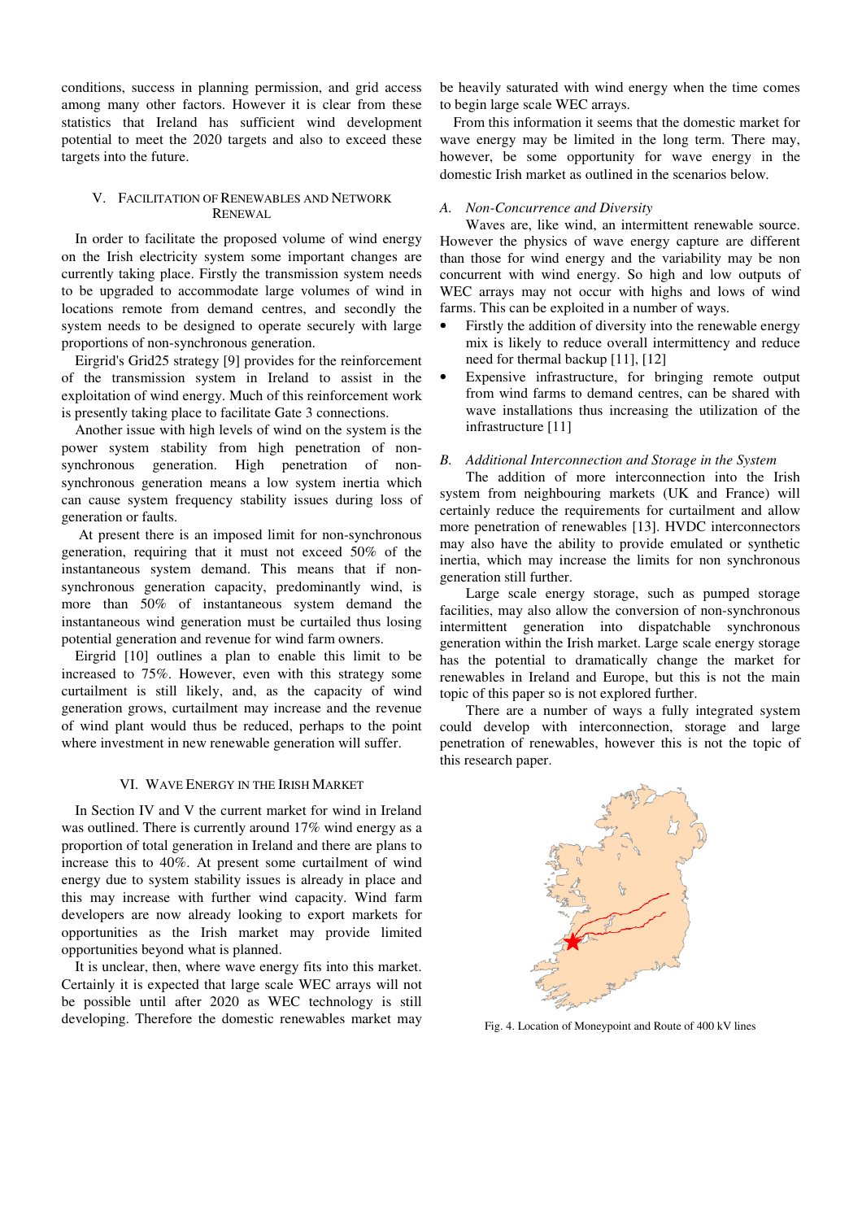conditions, success in planning permission, and grid access among many other factors. However it is clear from these statistics that Ireland has sufficient wind development potential to meet the 2020 targets and also to exceed these targets into the future.

## V. Facilitation of Renewables and Network Renewal

In order to facilitate the proposed volume of wind energy on the Irish electricity system some important changes are currently taking place. Firstly the transmission system needs to be upgraded to accommodate large volumes of wind in locations remote from demand centres, and secondly the system needs to be designed to operate securely with large proportions of non-synchronous generation.

Eirgrid's Grid25 strategy [9] provides for the reinforcement of the transmission system in Ireland to assist in the exploitation of wind energy. Much of this reinforcement work is presently taking place to facilitate Gate 3 connections.

Another issue with high levels of wind on the system is the power system stability from high penetration of non-synchronous generation. High penetration of non-synchronous generation means a low system inertia which can cause system frequency stability issues during loss of generation or faults.

At present there is an imposed limit for non-synchronous generation, requiring that it must not exceed 50% of the instantaneous system demand. This means that if non-synchronous generation capacity, predominantly wind, is more than 50% of instantaneous system demand the instantaneous wind generation must be curtailed thus losing potential generation and revenue for wind farm owners.

Eirgrid [10] outlines a plan to enable this limit to be increased to 75%. However, even with this strategy some curtailment is still likely, and, as the capacity of wind generation grows, curtailment may increase and the revenue of wind plant would thus be reduced, perhaps to the point where investment in new renewable generation will suffer.

## VI. Wave Energy in the Irish Market

In Section IV and V the current market for wind in Ireland was outlined. There is currently around 17% wind energy as a proportion of total generation in Ireland and there are plans to increase this to 40%. At present some curtailment of wind energy due to system stability issues is already in place and this may increase with further wind capacity. Wind farm developers are now already looking to export markets for opportunities as the Irish market may provide limited opportunities beyond what is planned.

It is unclear, then, where wave energy fits into this market. Certainly it is expected that large scale WEC arrays will not be possible until after 2020 as WEC technology is still developing. Therefore the domestic renewables market may be heavily saturated with wind energy when the time comes to begin large scale WEC arrays.

From this information it seems that the domestic market for wave energy may be limited in the long term. There may, however, be some opportunity for wave energy in the domestic Irish market as outlined in the scenarios below.

### *A. Non-Concurrence and Diversity*

Waves are, like wind, an intermittent renewable source. However the physics of wave energy capture are different than those for wind energy and the variability may be non concurrent with wind energy. So high and low outputs of WEC arrays may not occur with highs and lows of wind farms. This can be exploited in a number of ways.

- Firstly the addition of diversity into the renewable energy mix is likely to reduce overall intermittency and reduce need for thermal backup [11], [12]
- Expensive infrastructure, for bringing remote output from wind farms to demand centres, can be shared with wave installations thus increasing the utilization of the infrastructure [11]

### *B. Additional Interconnection and Storage in the System*

The addition of more interconnection into the Irish system from neighbouring markets (UK and France) will certainly reduce the requirements for curtailment and allow more penetration of renewables [13]. HVDC interconnectors may also have the ability to provide emulated or synthetic inertia, which may increase the limits for non synchronous generation still further.

Large scale energy storage, such as pumped storage facilities, may also allow the conversion of non-synchronous intermittent generation into dispatchable synchronous generation within the Irish market. Large scale energy storage has the potential to dramatically change the market for renewables in Ireland and Europe, but this is not the main topic of this paper so is not explored further.

There are a number of ways a fully integrated system could develop with interconnection, storage and large penetration of renewables, however this is not the topic of this research paper.

Fig. 4. Location of Moneypoint and Route of 400 kV lines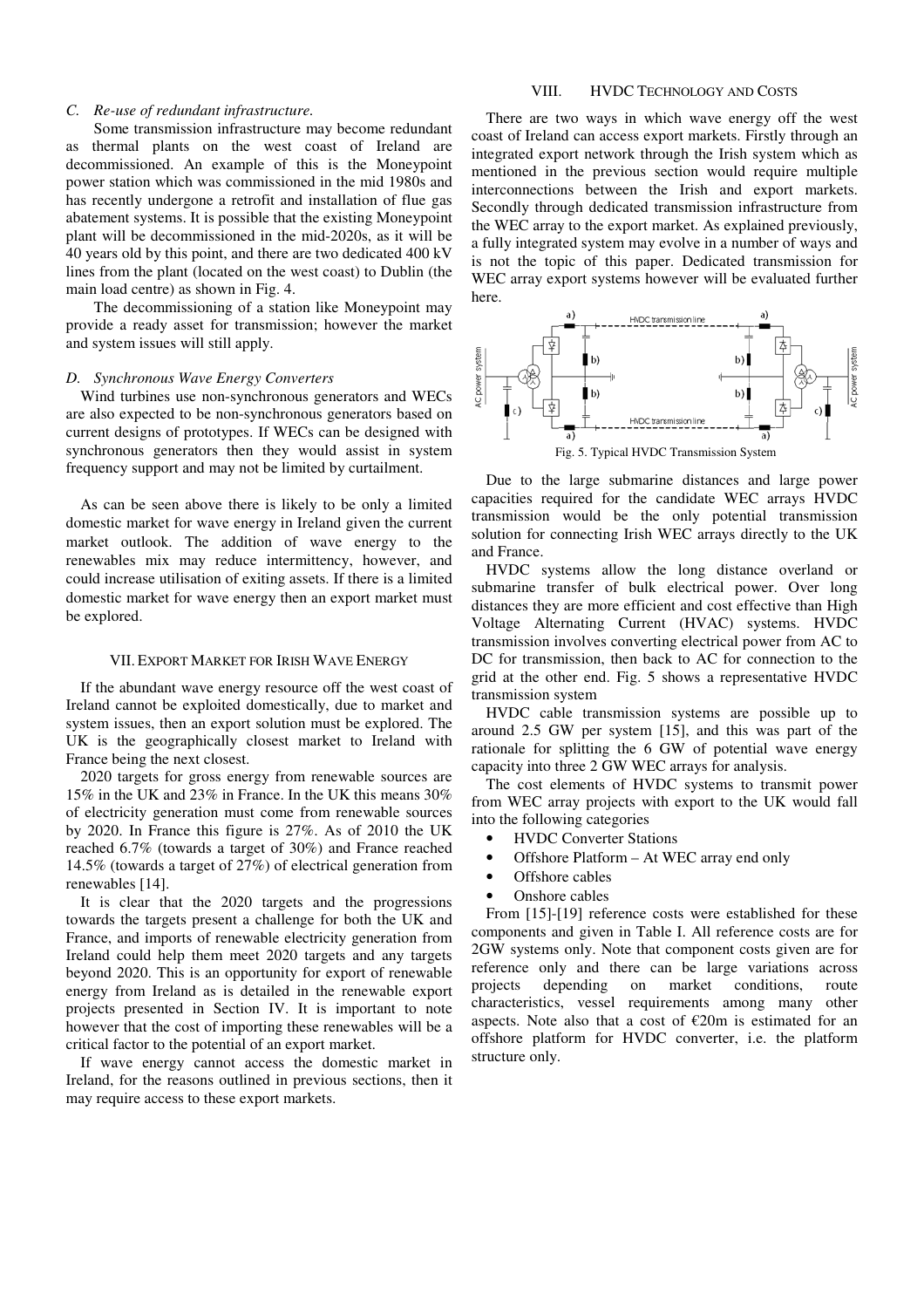### C. Re-use of redundant infrastructure.

Some transmission infrastructure may become redundant as thermal plants on the west coast of Ireland are decommissioned. An example of this is the Moneypoint power station which was commissioned in the mid 1980s and has recently undergone a retrofit and installation of flue gas abatement systems. It is possible that the existing Moneypoint plant will be decommissioned in the mid-2020s, as it will be 40 years old by this point, and there are two dedicated 400 kV lines from the plant (located on the west coast) to Dublin (the main load centre) as shown in Fig. 4.

The decommissioning of a station like Moneypoint may provide a ready asset for transmission; however the market and system issues will still apply.

### D. Synchronous Wave Energy Converters

Wind turbines use non-synchronous generators and WECs are also expected to be non-synchronous generators based on current designs of prototypes. If WECs can be designed with synchronous generators then they would assist in system frequency support and may not be limited by curtailment.

As can be seen above there is likely to be only a limited domestic market for wave energy in Ireland given the current market outlook. The addition of wave energy to the renewables mix may reduce intermittency, however, and could increase utilisation of exiting assets. If there is a limited domestic market for wave energy then an export market must be explored.

## VII. Export Market for Irish Wave Energy

If the abundant wave energy resource off the west coast of Ireland cannot be exploited domestically, due to market and system issues, then an export solution must be explored. The UK is the geographically closest market to Ireland with France being the next closest.

2020 targets for gross energy from renewable sources are 15% in the UK and 23% in France. In the UK this means 30% of electricity generation must come from renewable sources by 2020. In France this figure is 27%. As of 2010 the UK reached 6.7% (towards a target of 30%) and France reached 14.5% (towards a target of 27%) of electrical generation from renewables [14].

It is clear that the 2020 targets and the progressions towards the targets present a challenge for both the UK and France, and imports of renewable electricity generation from Ireland could help them meet 2020 targets and any targets beyond 2020. This is an opportunity for export of renewable energy from Ireland as is detailed in the renewable export projects presented in Section IV. It is important to note however that the cost of importing these renewables will be a critical factor to the potential of an export market.

If wave energy cannot access the domestic market in Ireland, for the reasons outlined in previous sections, then it may require access to these export markets.

## VIII. HVDC Technology and Costs

There are two ways in which wave energy off the west coast of Ireland can access export markets. Firstly through an integrated export network through the Irish system which as mentioned in the previous section would require multiple interconnections between the Irish and export markets. Secondly through dedicated transmission infrastructure from the WEC array to the export market. As explained previously, a fully integrated system may evolve in a number of ways and is not the topic of this paper. Dedicated transmission for WEC array export systems however will be evaluated further here.

Fig. 5. Typical HVDC Transmission System

Due to the large submarine distances and large power capacities required for the candidate WEC arrays HVDC transmission would be the only potential transmission solution for connecting Irish WEC arrays directly to the UK and France.

HVDC systems allow the long distance overland or submarine transfer of bulk electrical power. Over long distances they are more efficient and cost effective than High Voltage Alternating Current (HVAC) systems. HVDC transmission involves converting electrical power from AC to DC for transmission, then back to AC for connection to the grid at the other end. Fig. 5 shows a representative HVDC transmission system

HVDC cable transmission systems are possible up to around 2.5 GW per system [15], and this was part of the rationale for splitting the 6 GW of potential wave energy capacity into three 2 GW WEC arrays for analysis.

The cost elements of HVDC systems to transmit power from WEC array projects with export to the UK would fall into the following categories

- HVDC Converter Stations
- Offshore Platform – At WEC array end only
- Offshore cables
- Onshore cables

From [15]-[19] reference costs were established for these components and given in Table I. All reference costs are for 2GW systems only. Note that component costs given are for reference only and there can be large variations across projects depending on market conditions, route characteristics, vessel requirements among many other aspects. Note also that a cost of €20m is estimated for an offshore platform for HVDC converter, i.e. the platform structure only.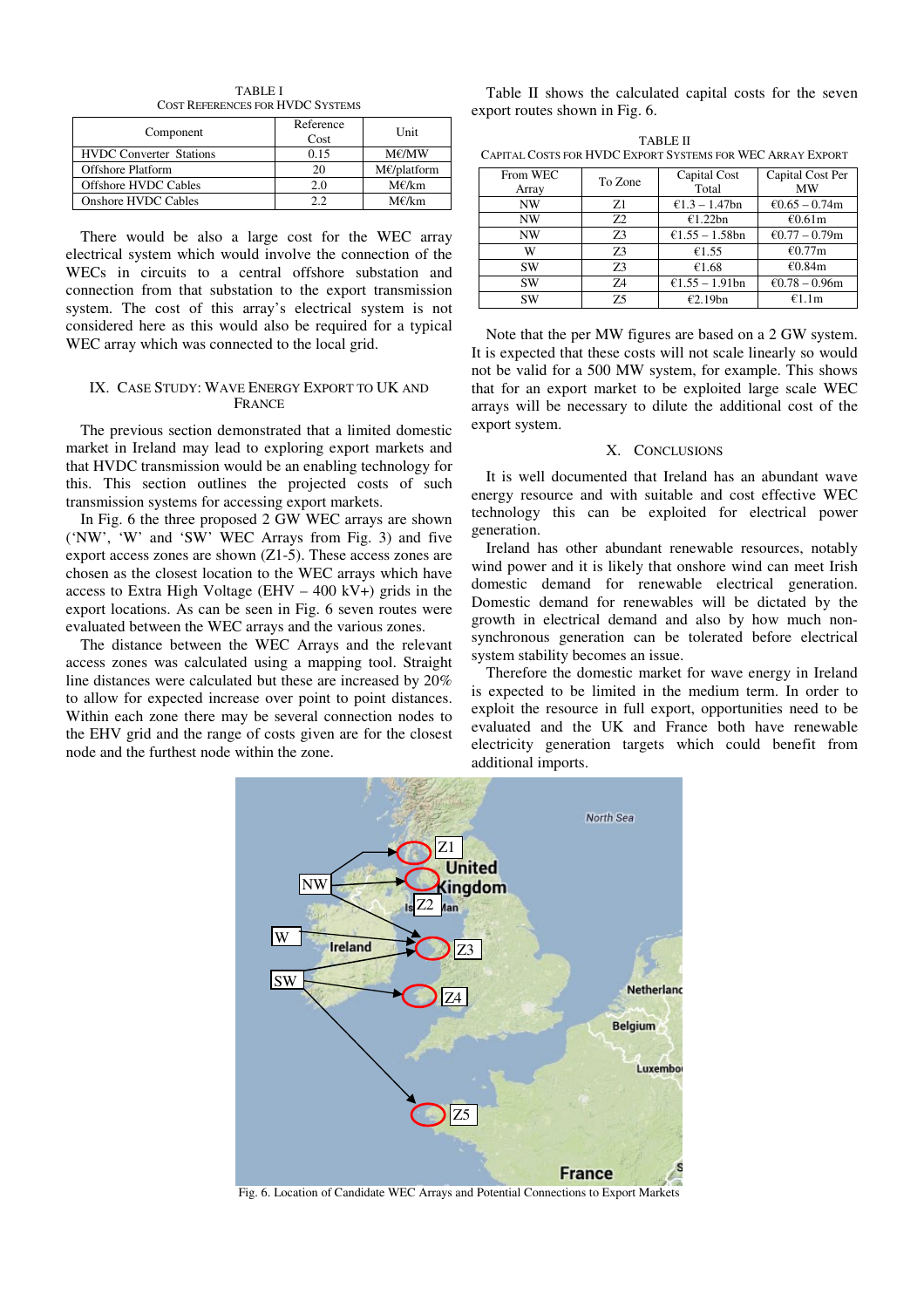TABLE I
COST REFERENCES FOR HVDC SYSTEMS

| Component | Reference Cost | Unit |
|---|---|---|
| HVDC Converter Stations | 0.15 | M€/MW |
| Offshore Platform | 20 | M€/platform |
| Offshore HVDC Cables | 2.0 | M€/km |
| Onshore HVDC Cables | 2.2 | M€/km |

There would be also a large cost for the WEC array electrical system which would involve the connection of the WECs in circuits to a central offshore substation and connection from that substation to the export transmission system. The cost of this array's electrical system is not considered here as this would also be required for a typical WEC array which was connected to the local grid.

## IX. CASE STUDY: WAVE ENERGY EXPORT TO UK AND FRANCE

The previous section demonstrated that a limited domestic market in Ireland may lead to exploring export markets and that HVDC transmission would be an enabling technology for this. This section outlines the projected costs of such transmission systems for accessing export markets.

In Fig. 6 the three proposed 2 GW WEC arrays are shown ('NW', 'W' and 'SW' WEC Arrays from Fig. 3) and five export access zones are shown (Z1-5). These access zones are chosen as the closest location to the WEC arrays which have access to Extra High Voltage (EHV – 400 kV+) grids in the export locations. As can be seen in Fig. 6 seven routes were evaluated between the WEC arrays and the various zones.

The distance between the WEC Arrays and the relevant access zones was calculated using a mapping tool. Straight line distances were calculated but these are increased by 20% to allow for expected increase over point to point distances. Within each zone there may be several connection nodes to the EHV grid and the range of costs given are for the closest node and the furthest node within the zone.

Table II shows the calculated capital costs for the seven export routes shown in Fig. 6.

TABLE II
CAPITAL COSTS FOR HVDC EXPORT SYSTEMS FOR WEC ARRAY EXPORT

| From WEC Array | To Zone | Capital Cost Total | Capital Cost Per MW |
|---|---|---|---|
| NW | Z1 | €1.3 – 1.47bn | €0.65 – 0.74m |
| NW | Z2 | €1.22bn | €0.61m |
| NW | Z3 | €1.55 – 1.58bn | €0.77 – 0.79m |
| W | Z3 | €1.55 | €0.77m |
| SW | Z3 | €1.68 | €0.84m |
| SW | Z4 | €1.55 – 1.91bn | €0.78 – 0.96m |
| SW | Z5 | €2.19bn | €1.1m |

Note that the per MW figures are based on a 2 GW system. It is expected that these costs will not scale linearly so would not be valid for a 500 MW system, for example. This shows that for an export market to be exploited large scale WEC arrays will be necessary to dilute the additional cost of the export system.

## X. CONCLUSIONS

It is well documented that Ireland has an abundant wave energy resource and with suitable and cost effective WEC technology this can be exploited for electrical power generation.

Ireland has other abundant renewable resources, notably wind power and it is likely that onshore wind can meet Irish domestic demand for renewable electrical generation. Domestic demand for renewables will be dictated by the growth in electrical demand and also by how much non-synchronous generation can be tolerated before electrical system stability becomes an issue.

Therefore the domestic market for wave energy in Ireland is expected to be limited in the medium term. In order to exploit the resource in full export, opportunities need to be evaluated and the UK and France both have renewable electricity generation targets which could benefit from additional imports.

Fig. 6. Location of Candidate WEC Arrays and Potential Connections to Export Markets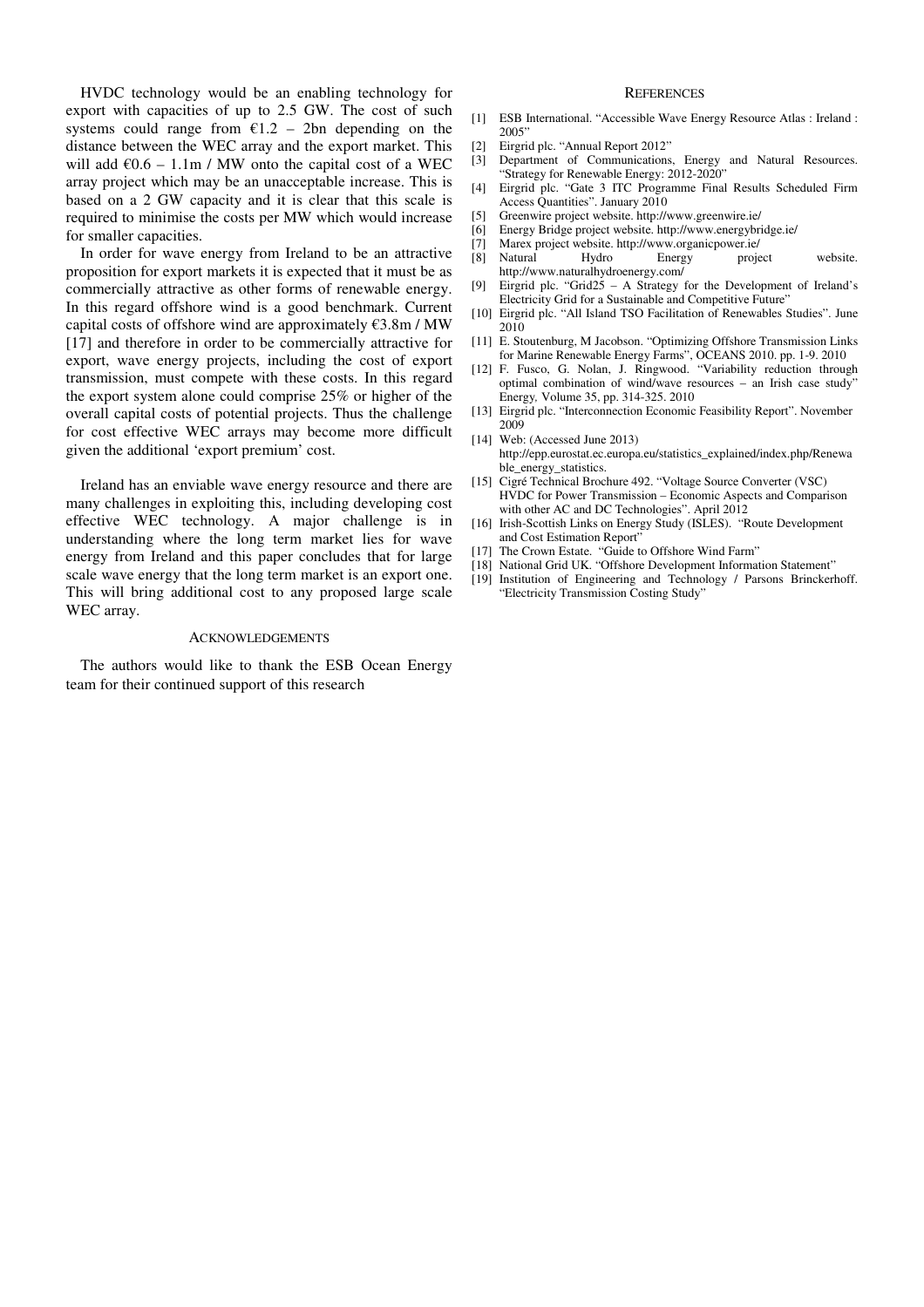HVDC technology would be an enabling technology for export with capacities of up to 2.5 GW. The cost of such systems could range from €1.2 – 2bn depending on the distance between the WEC array and the export market. This will add €0.6 – 1.1m / MW onto the capital cost of a WEC array project which may be an unacceptable increase. This is based on a 2 GW capacity and it is clear that this scale is required to minimise the costs per MW which would increase for smaller capacities.

In order for wave energy from Ireland to be an attractive proposition for export markets it is expected that it must be as commercially attractive as other forms of renewable energy. In this regard offshore wind is a good benchmark. Current capital costs of offshore wind are approximately €3.8m / MW [17] and therefore in order to be commercially attractive for export, wave energy projects, including the cost of export transmission, must compete with these costs. In this regard the export system alone could comprise 25% or higher of the overall capital costs of potential projects. Thus the challenge for cost effective WEC arrays may become more difficult given the additional 'export premium' cost.

Ireland has an enviable wave energy resource and there are many challenges in exploiting this, including developing cost effective WEC technology. A major challenge is in understanding where the long term market lies for wave energy from Ireland and this paper concludes that for large scale wave energy that the long term market is an export one. This will bring additional cost to any proposed large scale WEC array.

## Acknowledgements

The authors would like to thank the ESB Ocean Energy team for their continued support of this research

## References

[1] ESB International. "Accessible Wave Energy Resource Atlas : Ireland : 2005"
[2] Eirgrid plc. "Annual Report 2012"
[3] Department of Communications, Energy and Natural Resources. "Strategy for Renewable Energy: 2012-2020"
[4] Eirgrid plc. "Gate 3 ITC Programme Final Results Scheduled Firm Access Quantities". January 2010
[5] Greenwire project website. http://www.greenwire.ie/
[6] Energy Bridge project website. http://www.energybridge.ie/
[7] Marex project website. http://www.organicpower.ie/
[8] Natural Hydro Energy project website. http://www.naturalhydroenergy.com/
[9] Eirgrid plc. "Grid25 – A Strategy for the Development of Ireland's Electricity Grid for a Sustainable and Competitive Future"
[10] Eirgrid plc. "All Island TSO Facilitation of Renewables Studies". June 2010
[11] E. Stoutenburg, M Jacobson. "Optimizing Offshore Transmission Links for Marine Renewable Energy Farms", OCEANS 2010. pp. 1-9. 2010
[12] F. Fusco, G. Nolan, J. Ringwood. "Variability reduction through optimal combination of wind/wave resources – an Irish case study" Energy, Volume 35, pp. 314-325. 2010
[13] Eirgrid plc. "Interconnection Economic Feasibility Report". November 2009
[14] Web: (Accessed June 2013) http://epp.eurostat.ec.europa.eu/statistics_explained/index.php/Renewable_energy_statistics.
[15] Cigré Technical Brochure 492. "Voltage Source Converter (VSC) HVDC for Power Transmission – Economic Aspects and Comparison with other AC and DC Technologies". April 2012
[16] Irish-Scottish Links on Energy Study (ISLES). "Route Development and Cost Estimation Report"
[17] The Crown Estate. "Guide to Offshore Wind Farm"
[18] National Grid UK. "Offshore Development Information Statement"
[19] Institution of Engineering and Technology / Parsons Brinckerhoff. "Electricity Transmission Costing Study"